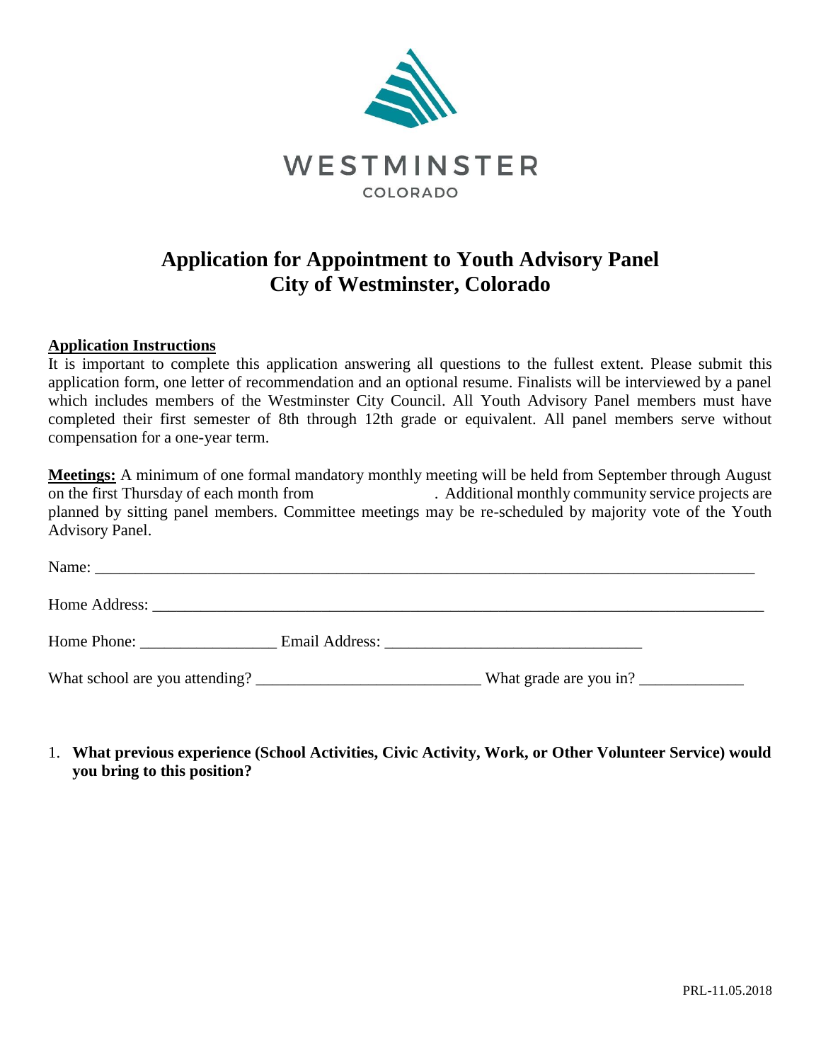WESTMINSTER

COLORADO

# Application for Appointment to Youth Advisory Panel
# City of Westminster, Colorado

**Application Instructions**

It is important to complete this application answering all questions to the fullest extent. Please submit this application form, one letter of recommendation and an optional resume. Finalists will be interviewed by a panel which includes members of the Westminster City Council. All Youth Advisory Panel members must have completed their first semester of 8th through 12th grade or equivalent. All panel members serve without compensation for a one-year term.

**Meetings:** A minimum of one formal mandatory monthly meeting will be held from September through August on the first Thursday of each month from . Additional monthly community service projects are planned by sitting panel members. Committee meetings may be re-scheduled by majority vote of the Youth Advisory Panel.

Name: ______________________________________________________________________________

Home Address: ______________________________________________________________________

Home Phone: _________________ Email Address: ________________________________

What school are you attending? ____________________________ What grade are you in? _____________

1. **What previous experience (School Activities, Civic Activity, Work, or Other Volunteer Service) would you bring to this position?**

PRL-11.05.2018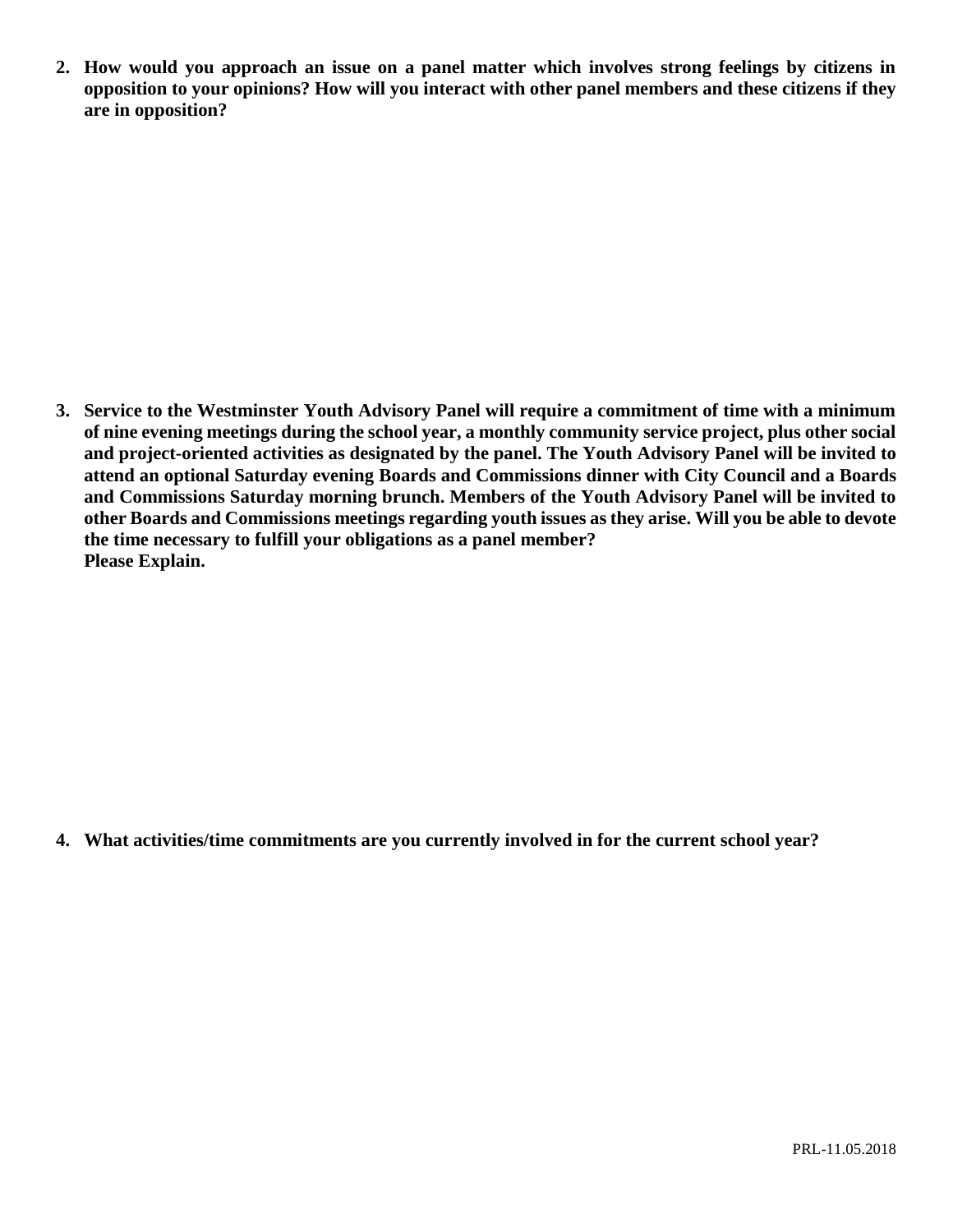**2. How would you approach an issue on a panel matter which involves strong feelings by citizens in opposition to your opinions? How will you interact with other panel members and these citizens if they are in opposition?**

**3. Service to the Westminster Youth Advisory Panel will require a commitment of time with a minimum of nine evening meetings during the school year, a monthly community service project, plus other social and project-oriented activities as designated by the panel. The Youth Advisory Panel will be invited to attend an optional Saturday evening Boards and Commissions dinner with City Council and a Boards and Commissions Saturday morning brunch. Members of the Youth Advisory Panel will be invited to other Boards and Commissions meetings regarding youth issues as they arise. Will you be able to devote the time necessary to fulfill your obligations as a panel member?**
**Please Explain.**

**4. What activities/time commitments are you currently involved in for the current school year?**

PRL-11.05.2018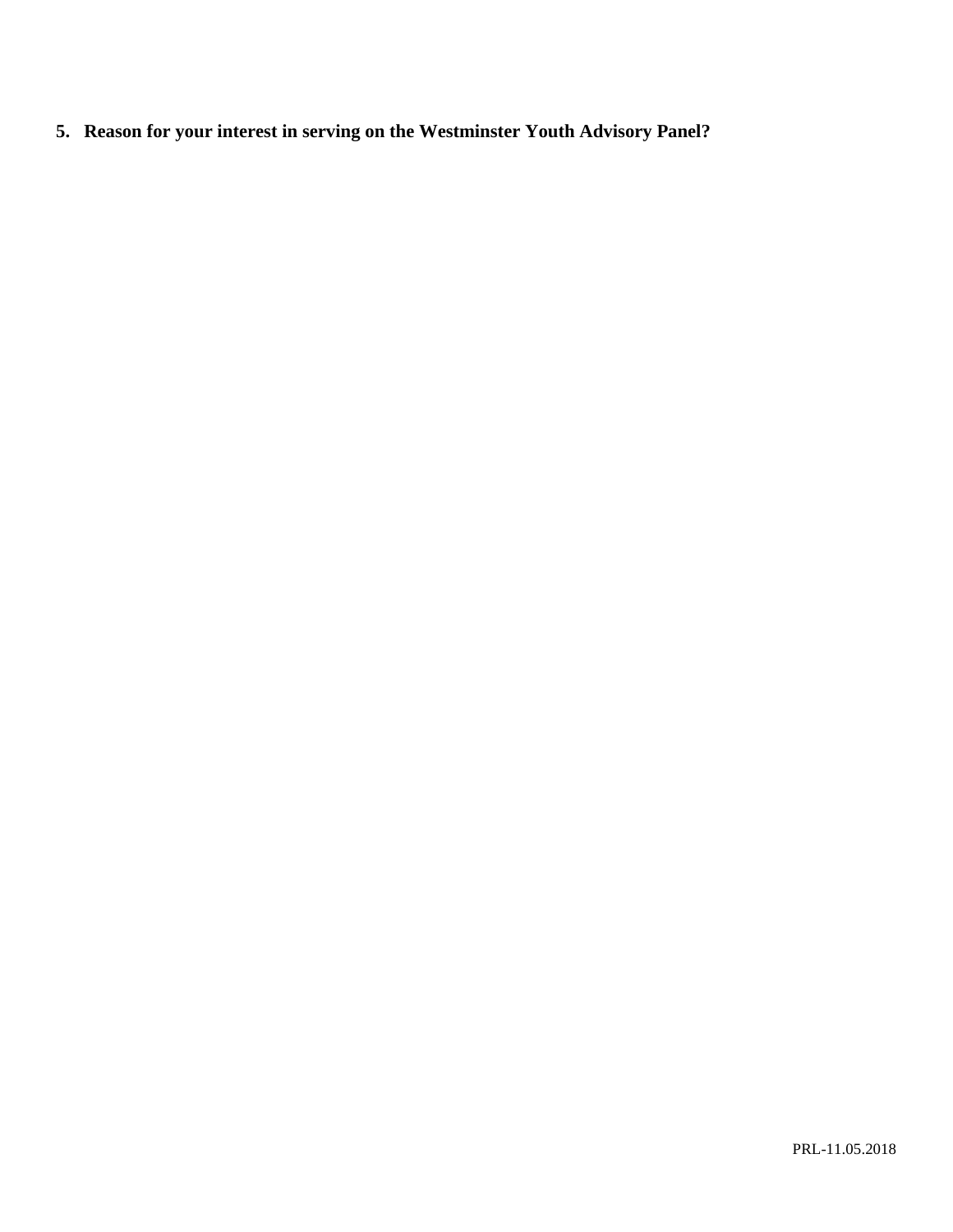5. **Reason for your interest in serving on the Westminster Youth Advisory Panel?**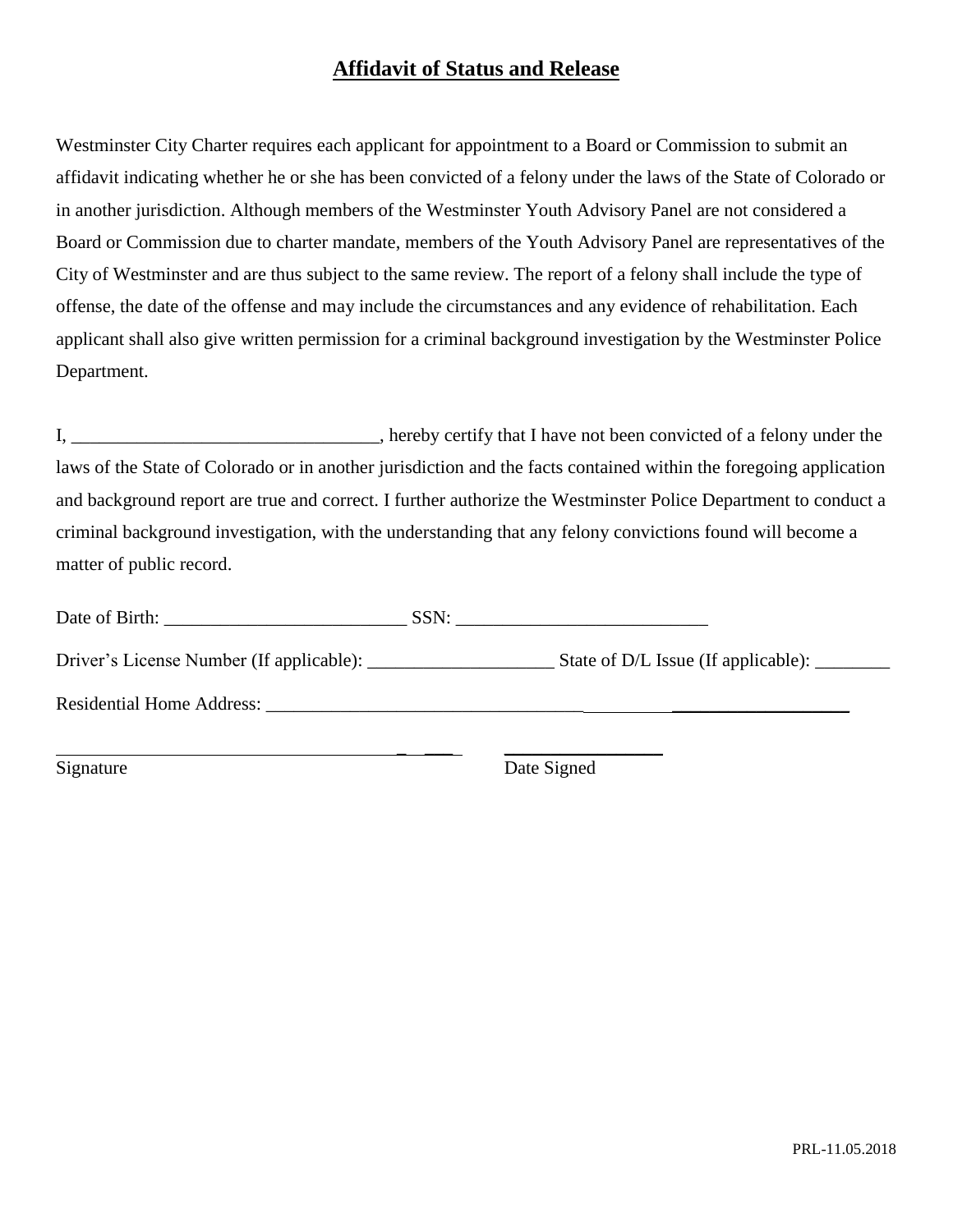# Affidavit of Status and Release

Westminster City Charter requires each applicant for appointment to a Board or Commission to submit an affidavit indicating whether he or she has been convicted of a felony under the laws of the State of Colorado or in another jurisdiction. Although members of the Westminster Youth Advisory Panel are not considered a Board or Commission due to charter mandate, members of the Youth Advisory Panel are representatives of the City of Westminster and are thus subject to the same review. The report of a felony shall include the type of offense, the date of the offense and may include the circumstances and any evidence of rehabilitation. Each applicant shall also give written permission for a criminal background investigation by the Westminster Police Department.

I, _________________________________, hereby certify that I have not been convicted of a felony under the laws of the State of Colorado or in another jurisdiction and the facts contained within the foregoing application and background report are true and correct. I further authorize the Westminster Police Department to conduct a criminal background investigation, with the understanding that any felony convictions found will become a matter of public record.

Date of Birth: __________________________ SSN: ___________________________

Driver's License Number (If applicable): ____________________ State of D/L Issue (If applicable): ________

Residential Home Address: ____________________________________________________________

_____________________________________________ _________________

Signature Date Signed

PRL-11.05.2018